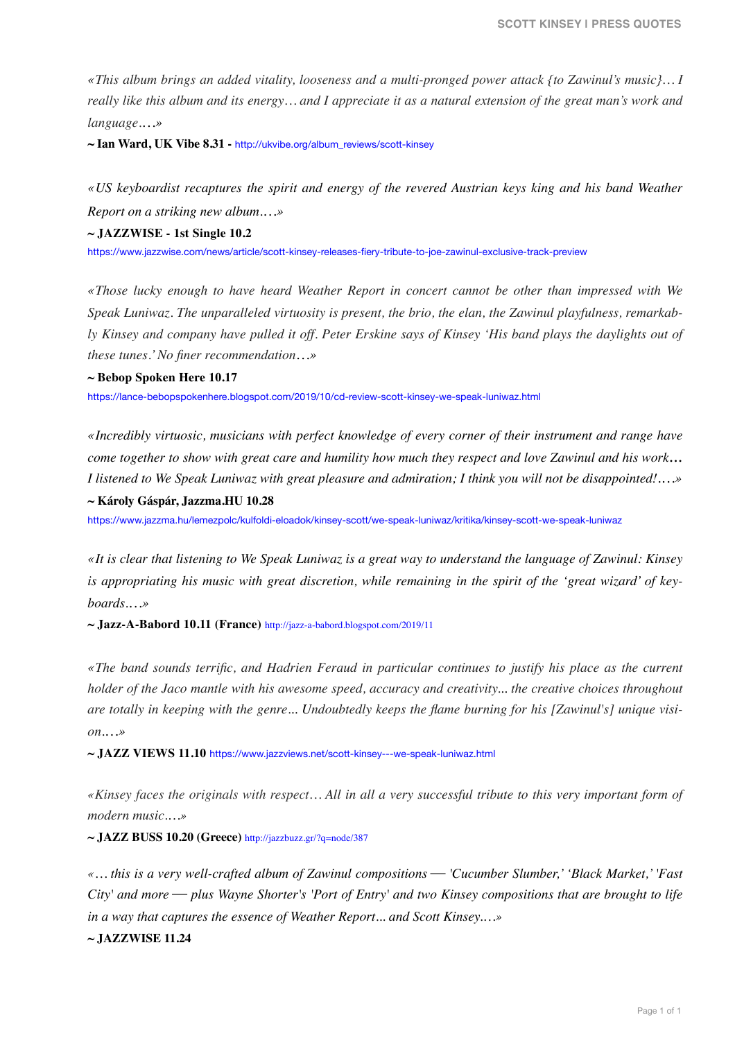*«This album brings an added vitality, looseness and a multi-pronged power attack {to Zawinul's music}… I really like this album and its energy… and I appreciate it as a natural extension of the great man's work and language.…»*

**~ Ian Ward, UK Vibe 8.31 -** http://ukvibe.org/album_reviews/scott-kinsey

*«US keyboardist recaptures the spirit and energy of the revered Austrian keys king and his band Weather Report on a striking new album.…»*

**~ JAZZWISE - 1st Single 10.2**

https://www.jazzwise.com/news/article/scott-kinsey-releases-fiery-tribute-to-joe-zawinul-exclusive-track-preview

*«Those lucky enough to have heard Weather Report in concert cannot be other than impressed with We Speak Luniwaz. The unparalleled virtuosity is present, the brio, the elan, the Zawinul playfulness, remarkably Kinsey and company have pulled it off. Peter Erskine says of Kinsey 'His band plays the daylights out of these tunes.' No finer recommendation…»*

**~ Bebop Spoken Here 10.17**

https://lance-bebopspokenhere.blogspot.com/2019/10/cd-review-scott-kinsey-we-speak-luniwaz.html

*«Incredibly virtuosic, musicians with perfect knowledge of every corner of their instrument and range have come together to show with great care and humility how much they respect and love Zawinul and his work… I listened to We Speak Luniwaz with great pleasure and admiration; I think you will not be disappointed!.…»*

**~ Károly Gáspár, Jazzma.HU 10.28**

https://www.jazzma.hu/lemezpolc/kulfoldi-eloadok/kinsey-scott/we-speak-luniwaz/kritika/kinsey-scott-we-speak-luniwaz

*«It is clear that listening to We Speak Luniwaz is a great way to understand the language of Zawinul: Kinsey is appropriating his music with great discretion, while remaining in the spirit of the 'great wizard' of keyboards.…»*

**~ Jazz-A-Babord 10.11 (France)** http://jazz-a-babord.blogspot.com/2019/11

*«The band sounds terrific, and Hadrien Feraud in particular continues to justify his place as the current holder of the Jaco mantle with his awesome speed, accuracy and creativity... the creative choices throughout are totally in keeping with the genre... Undoubtedly keeps the flame burning for his [Zawinul's] unique vision.…»*

**~ JAZZ VIEWS 11.10** https://www.jazzviews.net/scott-kinsey---we-speak-luniwaz.html

*«Kinsey faces the originals with respect… All in all a very successful tribute to this very important form of modern music.…»*

**~ JAZZ BUSS 10.20 (Greece)** http://jazzbuzz.gr/?q=node/387

*«… this is a very well-crafted album of Zawinul compositions — 'Cucumber Slumber,' 'Black Market,' 'Fast City' and more — plus Wayne Shorter's 'Port of Entry' and two Kinsey compositions that are brought to life in a way that captures the essence of Weather Report... and Scott Kinsey.…»*

**~ JAZZWISE 11.24**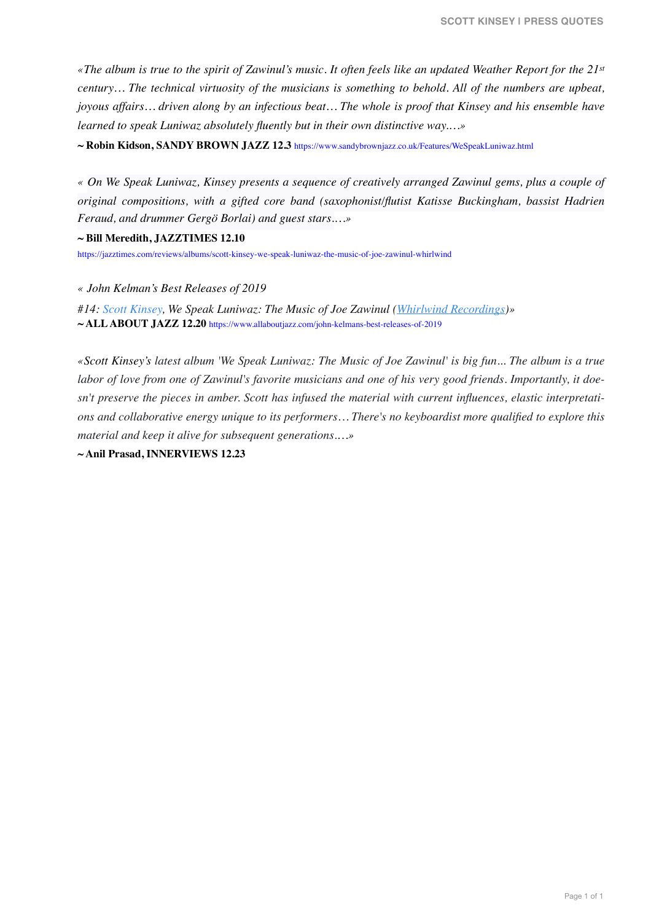*«The album is true to the spirit of Zawinul's music. It often feels like an updated Weather Report for the 21st century… The technical virtuosity of the musicians is something to behold. All of the numbers are upbeat, joyous affairs… driven along by an infectious beat… The whole is proof that Kinsey and his ensemble have learned to speak Luniwaz absolutely fluently but in their own distinctive way.…»*

**~ Robin Kidson, SANDY BROWN JAZZ 12.3** https://www.sandybrownjazz.co.uk/Features/WeSpeakLuniwaz.html

*« On We Speak Luniwaz, Kinsey presents a sequence of creatively arranged Zawinul gems, plus a couple of original compositions, with a gifted core band (saxophonist/flutist Katisse Buckingham, bassist Hadrien Feraud, and drummer Gergö Borlai) and guest stars.…»*

**~ Bill Meredith, JAZZTIMES 12.10**

https://jazztimes.com/reviews/albums/scott-kinsey-we-speak-luniwaz-the-music-of-joe-zawinul-whirlwind

*« John Kelman's Best Releases of 2019*

*#14: Scott Kinsey, We Speak Luniwaz: The Music of Joe Zawinul (Whirlwind Recordings)»*

**~ ALL ABOUT JAZZ 12.20** https://www.allaboutjazz.com/john-kelmans-best-releases-of-2019

*«Scott Kinsey's latest album 'We Speak Luniwaz: The Music of Joe Zawinul' is big fun... The album is a true labor of love from one of Zawinul's favorite musicians and one of his very good friends. Importantly, it doesn't preserve the pieces in amber. Scott has infused the material with current influences, elastic interpretations and collaborative energy unique to its performers… There's no keyboardist more qualified to explore this material and keep it alive for subsequent generations.…»*

**~ Anil Prasad, INNERVIEWS 12.23**